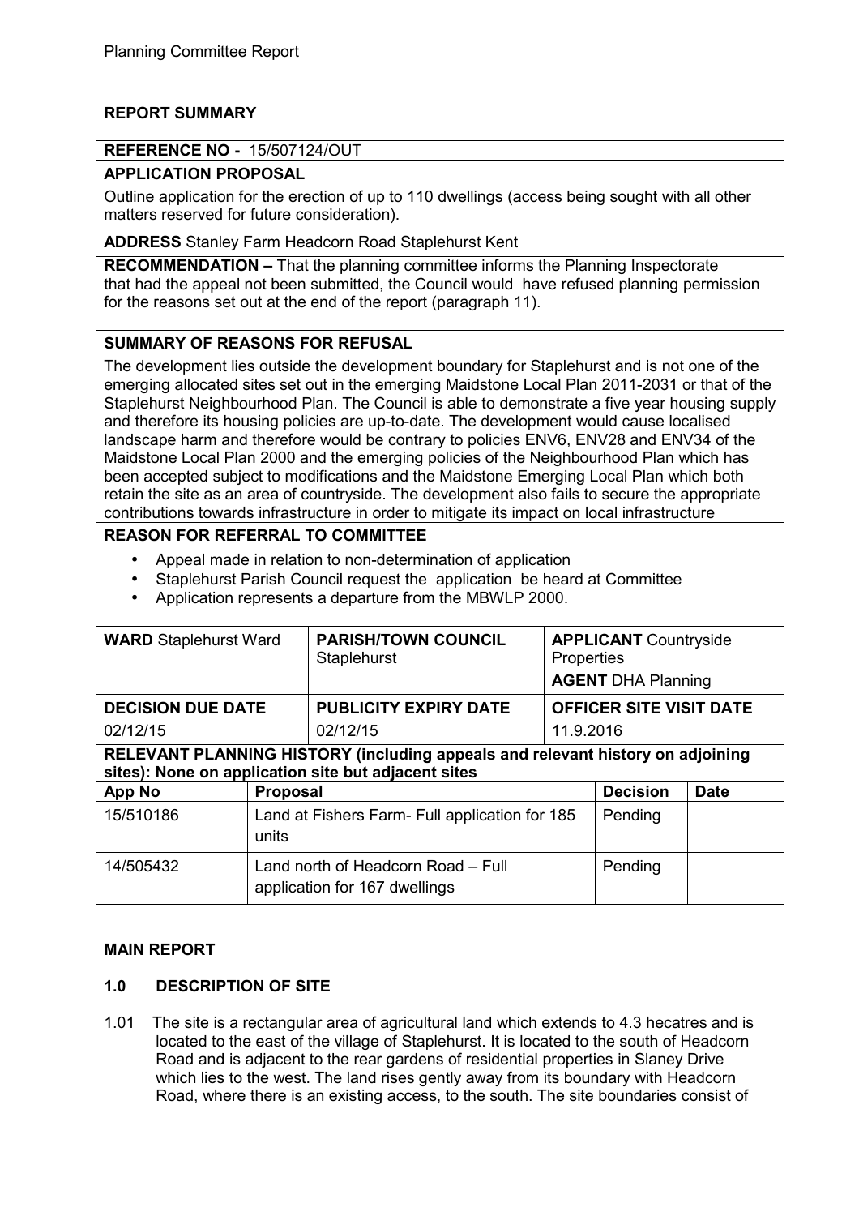Planning Committee Report

**REPORT SUMMARY**

| **REFERENCE NO -** 15/507124/OUT |
|---|
| **APPLICATION PROPOSAL** Outline application for the erection of up to 110 dwellings (access being sought with all other matters reserved for future consideration). |
| **ADDRESS** Stanley Farm Headcorn Road Staplehurst Kent |
| **RECOMMENDATION –** That the planning committee informs the Planning Inspectorate that had the appeal not been submitted, the Council would have refused planning permission for the reasons set out at the end of the report (paragraph 11). |
| **SUMMARY OF REASONS FOR REFUSAL** The development lies outside the development boundary for Staplehurst and is not one of the emerging allocated sites set out in the emerging Maidstone Local Plan 2011-2031 or that of the Staplehurst Neighbourhood Plan. The Council is able to demonstrate a five year housing supply and therefore its housing policies are up-to-date. The development would cause localised landscape harm and therefore would be contrary to policies ENV6, ENV28 and ENV34 of the Maidstone Local Plan 2000 and the emerging policies of the Neighbourhood Plan which has been accepted subject to modifications and the Maidstone Emerging Local Plan which both retain the site as an area of countryside. The development also fails to secure the appropriate contributions towards infrastructure in order to mitigate its impact on local infrastructure |
| **REASON FOR REFERRAL TO COMMITTEE** • Appeal made in relation to non-determination of application • Staplehurst Parish Council request the application be heard at Committee • Application represents a departure from the MBWLP 2000. |

| **WARD** Staplehurst Ward | **PARISH/TOWN COUNCIL** Staplehurst | **APPLICANT** Countryside Properties **AGENT** DHA Planning |
|---|---|---|
| **DECISION DUE DATE** 02/12/15 | **PUBLICITY EXPIRY DATE** 02/12/15 | **OFFICER SITE VISIT DATE** 11.9.2016 |

**RELEVANT PLANNING HISTORY (including appeals and relevant history on adjoining sites): None on application site but adjacent sites**

| App No | Proposal | Decision | Date |
|---|---|---|---|
| 15/510186 | Land at Fishers Farm- Full application for 185 units | Pending | |
| 14/505432 | Land north of Headcorn Road – Full application for 167 dwellings | Pending | |

**MAIN REPORT**

**1.0 DESCRIPTION OF SITE**

1.01 The site is a rectangular area of agricultural land which extends to 4.3 hecatres and is located to the east of the village of Staplehurst. It is located to the south of Headcorn Road and is adjacent to the rear gardens of residential properties in Slaney Drive which lies to the west. The land rises gently away from its boundary with Headcorn Road, where there is an existing access, to the south. The site boundaries consist of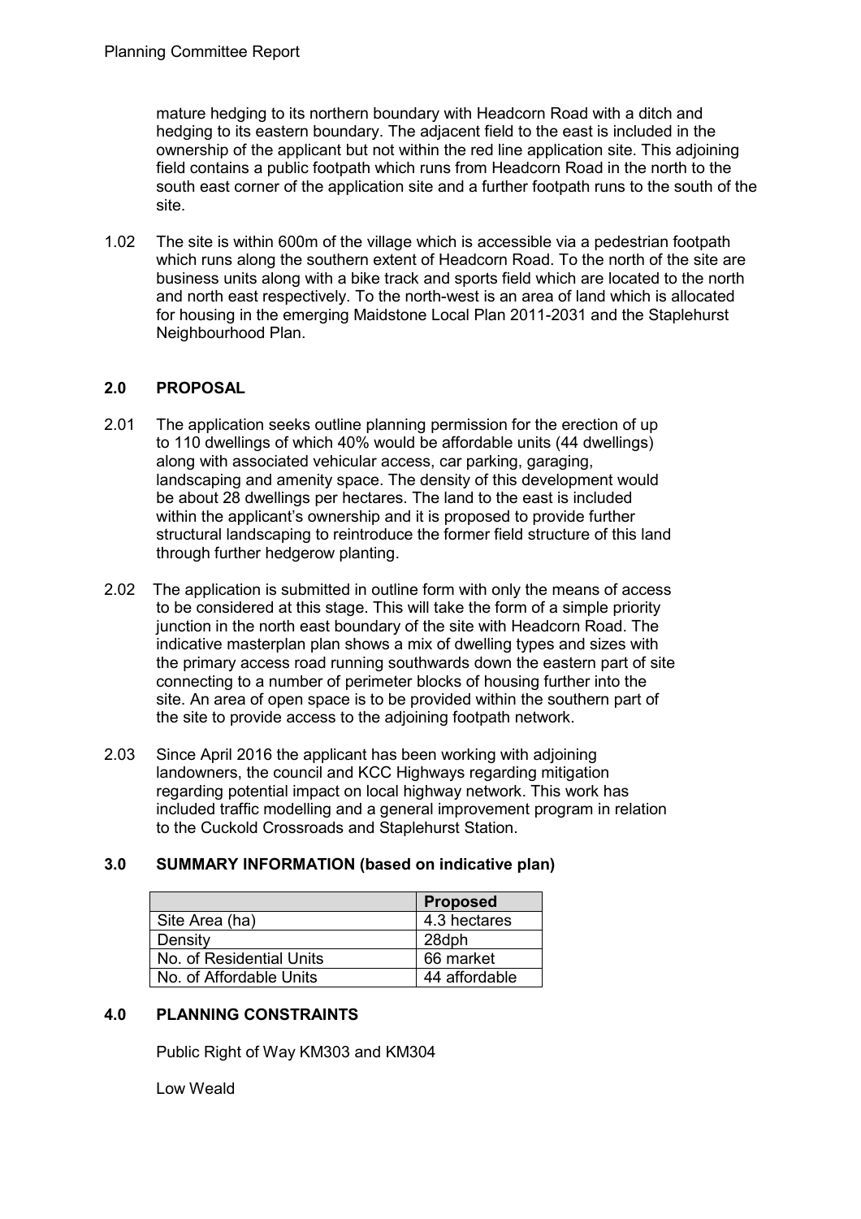mature hedging to its northern boundary with Headcorn Road with a ditch and hedging to its eastern boundary. The adjacent field to the east is included in the ownership of the applicant but not within the red line application site. This adjoining field contains a public footpath which runs from Headcorn Road in the north to the south east corner of the application site and a further footpath runs to the south of the site.

1.02 The site is within 600m of the village which is accessible via a pedestrian footpath which runs along the southern extent of Headcorn Road. To the north of the site are business units along with a bike track and sports field which are located to the north and north east respectively. To the north-west is an area of land which is allocated for housing in the emerging Maidstone Local Plan 2011-2031 and the Staplehurst Neighbourhood Plan.

## 2.0 PROPOSAL

2.01 The application seeks outline planning permission for the erection of up to 110 dwellings of which 40% would be affordable units (44 dwellings) along with associated vehicular access, car parking, garaging, landscaping and amenity space. The density of this development would be about 28 dwellings per hectares. The land to the east is included within the applicant's ownership and it is proposed to provide further structural landscaping to reintroduce the former field structure of this land through further hedgerow planting.

2.02 The application is submitted in outline form with only the means of access to be considered at this stage. This will take the form of a simple priority junction in the north east boundary of the site with Headcorn Road. The indicative masterplan plan shows a mix of dwelling types and sizes with the primary access road running southwards down the eastern part of site connecting to a number of perimeter blocks of housing further into the site. An area of open space is to be provided within the southern part of the site to provide access to the adjoining footpath network.

2.03 Since April 2016 the applicant has been working with adjoining landowners, the council and KCC Highways regarding mitigation regarding potential impact on local highway network. This work has included traffic modelling and a general improvement program in relation to the Cuckold Crossroads and Staplehurst Station.

## 3.0 SUMMARY INFORMATION (based on indicative plan)

| | Proposed |
|---|---|
| Site Area (ha) | 4.3 hectares |
| Density | 28dph |
| No. of Residential Units | 66 market |
| No. of Affordable Units | 44 affordable |

## 4.0 PLANNING CONSTRAINTS

Public Right of Way KM303 and KM304

Low Weald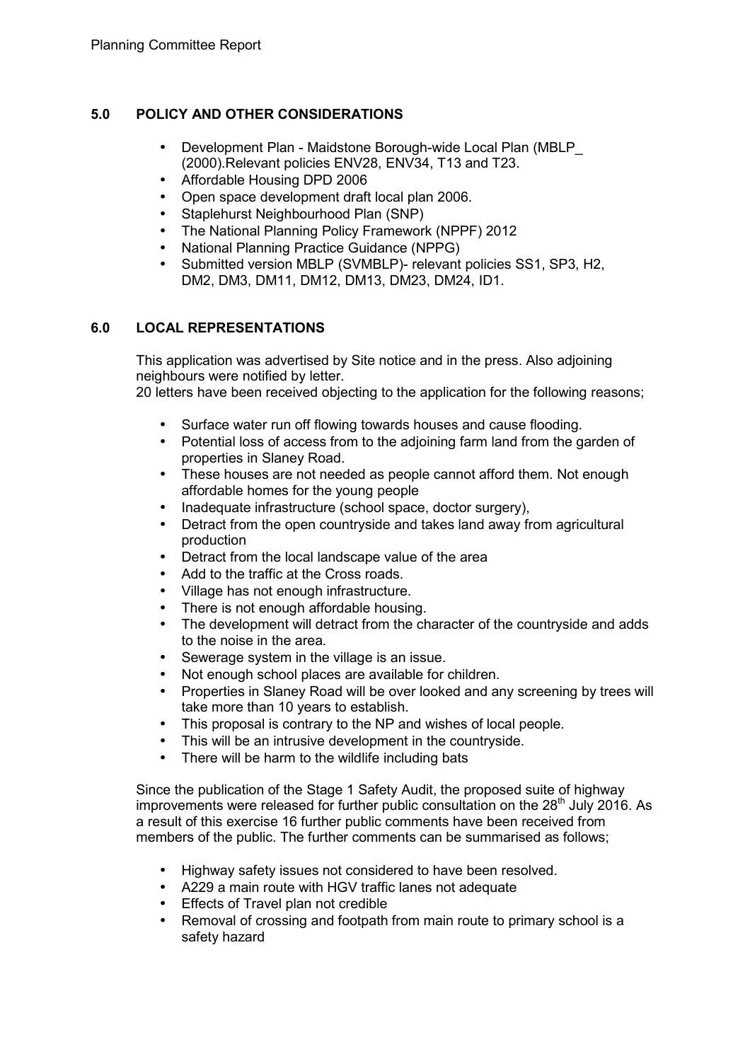## 5.0 POLICY AND OTHER CONSIDERATIONS

- Development Plan - Maidstone Borough-wide Local Plan (MBLP_ (2000).Relevant policies ENV28, ENV34, T13 and T23.
- Affordable Housing DPD 2006
- Open space development draft local plan 2006.
- Staplehurst Neighbourhood Plan (SNP)
- The National Planning Policy Framework (NPPF) 2012
- National Planning Practice Guidance (NPPG)
- Submitted version MBLP (SVMBLP)- relevant policies SS1, SP3, H2, DM2, DM3, DM11, DM12, DM13, DM23, DM24, ID1.

## 6.0 LOCAL REPRESENTATIONS

This application was advertised by Site notice and in the press. Also adjoining neighbours were notified by letter.
20 letters have been received objecting to the application for the following reasons;

- Surface water run off flowing towards houses and cause flooding.
- Potential loss of access from to the adjoining farm land from the garden of properties in Slaney Road.
- These houses are not needed as people cannot afford them. Not enough affordable homes for the young people
- Inadequate infrastructure (school space, doctor surgery),
- Detract from the open countryside and takes land away from agricultural production
- Detract from the local landscape value of the area
- Add to the traffic at the Cross roads.
- Village has not enough infrastructure.
- There is not enough affordable housing.
- The development will detract from the character of the countryside and adds to the noise in the area.
- Sewerage system in the village is an issue.
- Not enough school places are available for children.
- Properties in Slaney Road will be over looked and any screening by trees will take more than 10 years to establish.
- This proposal is contrary to the NP and wishes of local people.
- This will be an intrusive development in the countryside.
- There will be harm to the wildlife including bats

Since the publication of the Stage 1 Safety Audit, the proposed suite of highway improvements were released for further public consultation on the 28th July 2016. As a result of this exercise 16 further public comments have been received from members of the public. The further comments can be summarised as follows;

- Highway safety issues not considered to have been resolved.
- A229 a main route with HGV traffic lanes not adequate
- Effects of Travel plan not credible
- Removal of crossing and footpath from main route to primary school is a safety hazard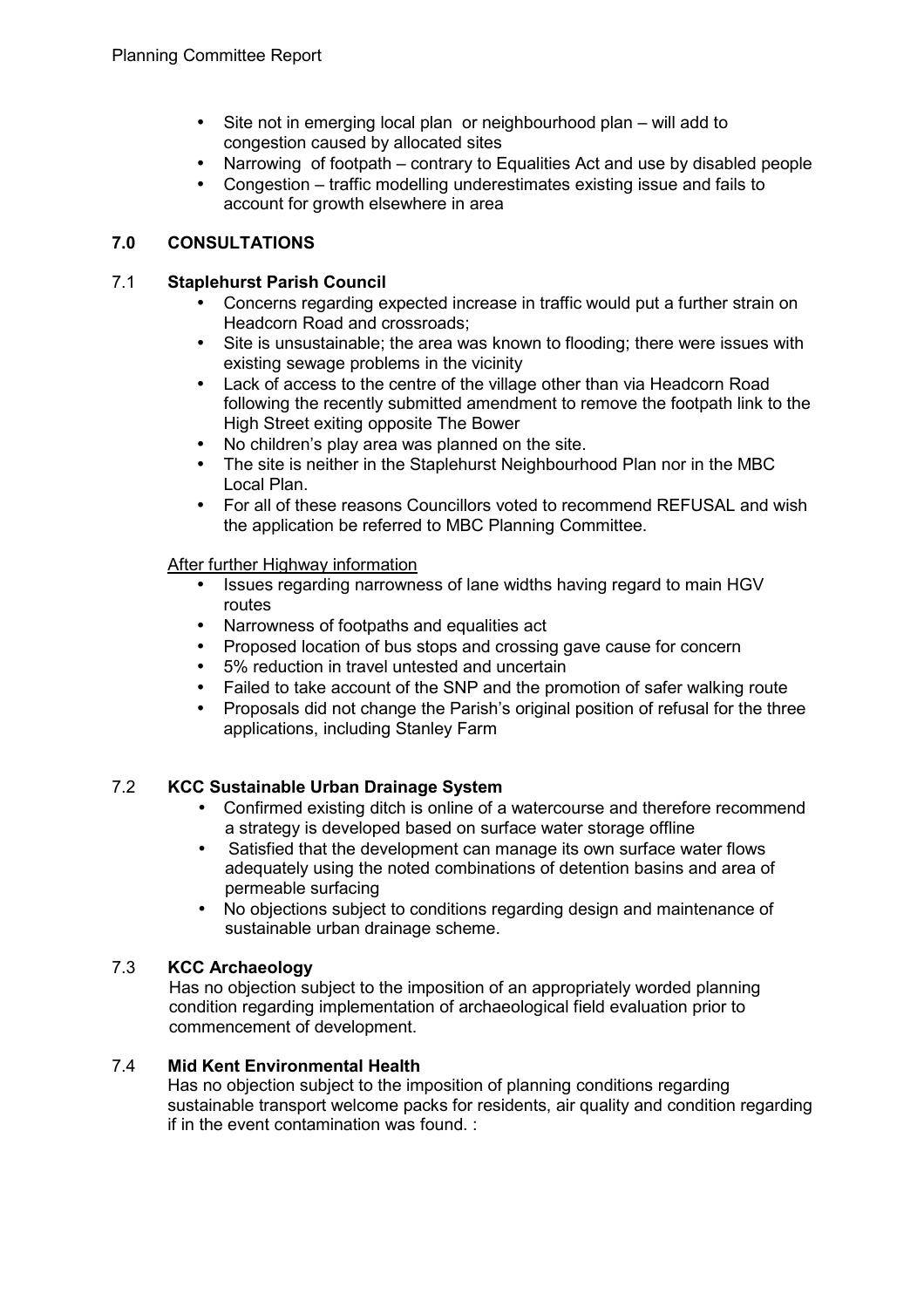- Site not in emerging local plan or neighbourhood plan – will add to congestion caused by allocated sites
- Narrowing of footpath – contrary to Equalities Act and use by disabled people
- Congestion – traffic modelling underestimates existing issue and fails to account for growth elsewhere in area

## 7.0 CONSULTATIONS

### 7.1 Staplehurst Parish Council

- Concerns regarding expected increase in traffic would put a further strain on Headcorn Road and crossroads;
- Site is unsustainable; the area was known to flooding; there were issues with existing sewage problems in the vicinity
- Lack of access to the centre of the village other than via Headcorn Road following the recently submitted amendment to remove the footpath link to the High Street exiting opposite The Bower
- No children's play area was planned on the site.
- The site is neither in the Staplehurst Neighbourhood Plan nor in the MBC Local Plan.
- For all of these reasons Councillors voted to recommend REFUSAL and wish the application be referred to MBC Planning Committee.

After further Highway information

- Issues regarding narrowness of lane widths having regard to main HGV routes
- Narrowness of footpaths and equalities act
- Proposed location of bus stops and crossing gave cause for concern
- 5% reduction in travel untested and uncertain
- Failed to take account of the SNP and the promotion of safer walking route
- Proposals did not change the Parish's original position of refusal for the three applications, including Stanley Farm

### 7.2 KCC Sustainable Urban Drainage System

- Confirmed existing ditch is online of a watercourse and therefore recommend a strategy is developed based on surface water storage offline
- Satisfied that the development can manage its own surface water flows adequately using the noted combinations of detention basins and area of permeable surfacing
- No objections subject to conditions regarding design and maintenance of sustainable urban drainage scheme.

### 7.3 KCC Archaeology

Has no objection subject to the imposition of an appropriately worded planning condition regarding implementation of archaeological field evaluation prior to commencement of development.

### 7.4 Mid Kent Environmental Health

Has no objection subject to the imposition of planning conditions regarding sustainable transport welcome packs for residents, air quality and condition regarding if in the event contamination was found. :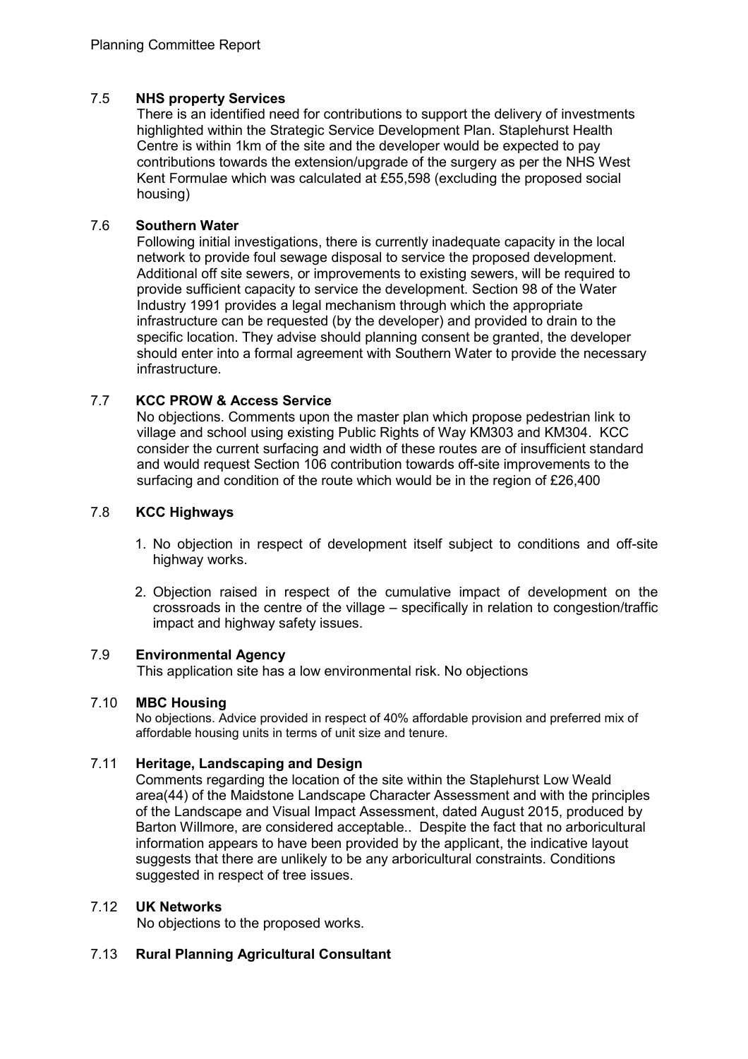### 7.5 NHS property Services

There is an identified need for contributions to support the delivery of investments highlighted within the Strategic Service Development Plan. Staplehurst Health Centre is within 1km of the site and the developer would be expected to pay contributions towards the extension/upgrade of the surgery as per the NHS West Kent Formulae which was calculated at £55,598 (excluding the proposed social housing)

### 7.6 Southern Water

Following initial investigations, there is currently inadequate capacity in the local network to provide foul sewage disposal to service the proposed development. Additional off site sewers, or improvements to existing sewers, will be required to provide sufficient capacity to service the development. Section 98 of the Water Industry 1991 provides a legal mechanism through which the appropriate infrastructure can be requested (by the developer) and provided to drain to the specific location. They advise should planning consent be granted, the developer should enter into a formal agreement with Southern Water to provide the necessary infrastructure.

### 7.7 KCC PROW & Access Service

No objections. Comments upon the master plan which propose pedestrian link to village and school using existing Public Rights of Way KM303 and KM304. KCC consider the current surfacing and width of these routes are of insufficient standard and would request Section 106 contribution towards off-site improvements to the surfacing and condition of the route which would be in the region of £26,400

### 7.8 KCC Highways

1. No objection in respect of development itself subject to conditions and off-site highway works.
2. Objection raised in respect of the cumulative impact of development on the crossroads in the centre of the village – specifically in relation to congestion/traffic impact and highway safety issues.

### 7.9 Environmental Agency

This application site has a low environmental risk. No objections

### 7.10 MBC Housing

No objections. Advice provided in respect of 40% affordable provision and preferred mix of affordable housing units in terms of unit size and tenure.

### 7.11 Heritage, Landscaping and Design

Comments regarding the location of the site within the Staplehurst Low Weald area(44) of the Maidstone Landscape Character Assessment and with the principles of the Landscape and Visual Impact Assessment, dated August 2015, produced by Barton Willmore, are considered acceptable.. Despite the fact that no arboricultural information appears to have been provided by the applicant, the indicative layout suggests that there are unlikely to be any arboricultural constraints. Conditions suggested in respect of tree issues.

### 7.12 UK Networks

No objections to the proposed works.

### 7.13 Rural Planning Agricultural Consultant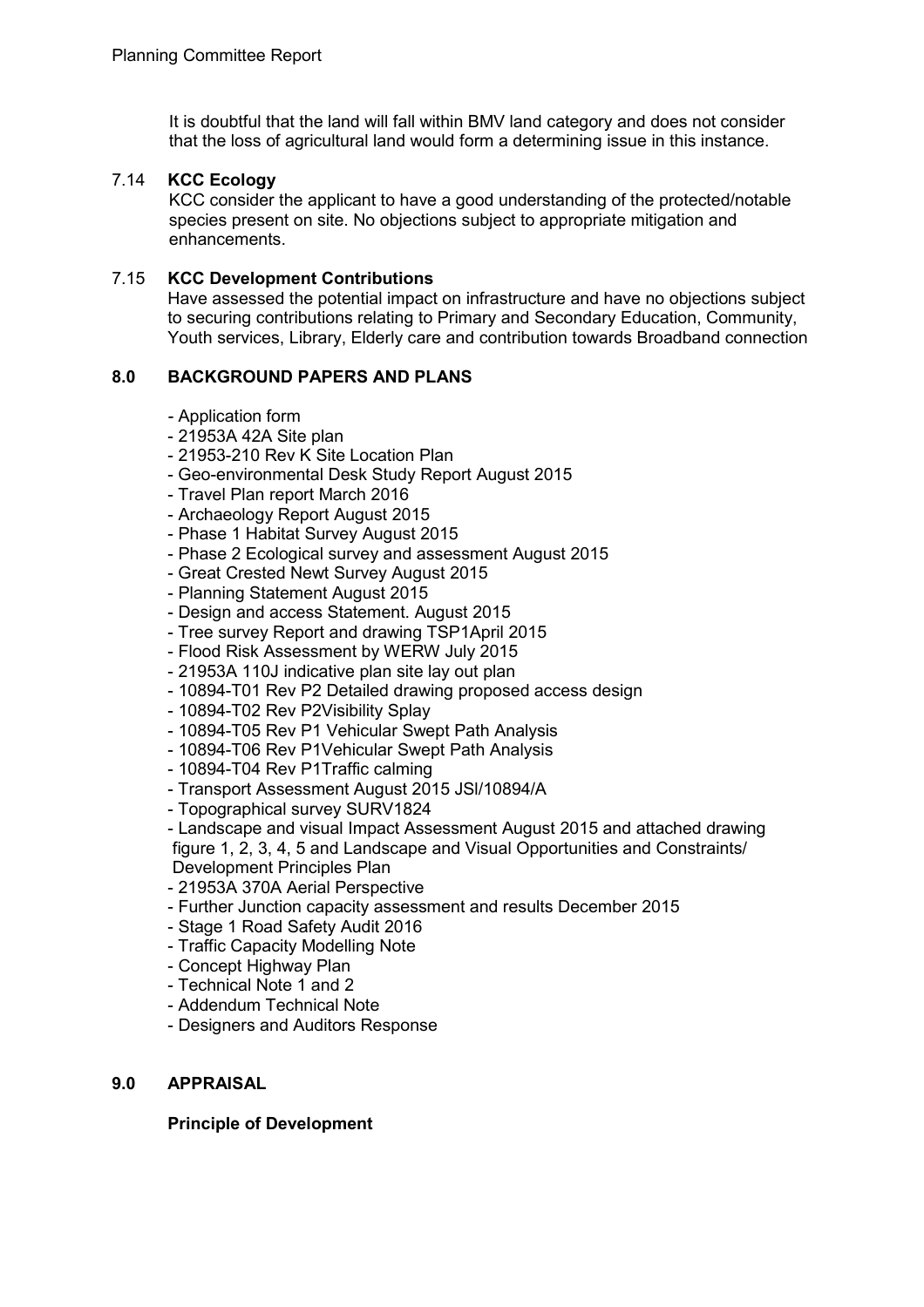It is doubtful that the land will fall within BMV land category and does not consider that the loss of agricultural land would form a determining issue in this instance.

7.14 **KCC Ecology**

KCC consider the applicant to have a good understanding of the protected/notable species present on site. No objections subject to appropriate mitigation and enhancements.

7.15 **KCC Development Contributions**

Have assessed the potential impact on infrastructure and have no objections subject to securing contributions relating to Primary and Secondary Education, Community, Youth services, Library, Elderly care and contribution towards Broadband connection

## 8.0 BACKGROUND PAPERS AND PLANS

- Application form
- 21953A 42A Site plan
- 21953-210 Rev K Site Location Plan
- Geo-environmental Desk Study Report August 2015
- Travel Plan report March 2016
- Archaeology Report August 2015
- Phase 1 Habitat Survey August 2015
- Phase 2 Ecological survey and assessment August 2015
- Great Crested Newt Survey August 2015
- Planning Statement August 2015
- Design and access Statement. August 2015
- Tree survey Report and drawing TSP1April 2015
- Flood Risk Assessment by WERW July 2015
- 21953A 110J indicative plan site lay out plan
- 10894-T01 Rev P2 Detailed drawing proposed access design
- 10894-T02 Rev P2Visibility Splay
- 10894-T05 Rev P1 Vehicular Swept Path Analysis
- 10894-T06 Rev P1Vehicular Swept Path Analysis
- 10894-T04 Rev P1Traffic calming
- Transport Assessment August 2015 JSl/10894/A
- Topographical survey SURV1824
- Landscape and visual Impact Assessment August 2015 and attached drawing figure 1, 2, 3, 4, 5 and Landscape and Visual Opportunities and Constraints/ Development Principles Plan
- 21953A 370A Aerial Perspective
- Further Junction capacity assessment and results December 2015
- Stage 1 Road Safety Audit 2016
- Traffic Capacity Modelling Note
- Concept Highway Plan
- Technical Note 1 and 2
- Addendum Technical Note
- Designers and Auditors Response

## 9.0 APPRAISAL

**Principle of Development**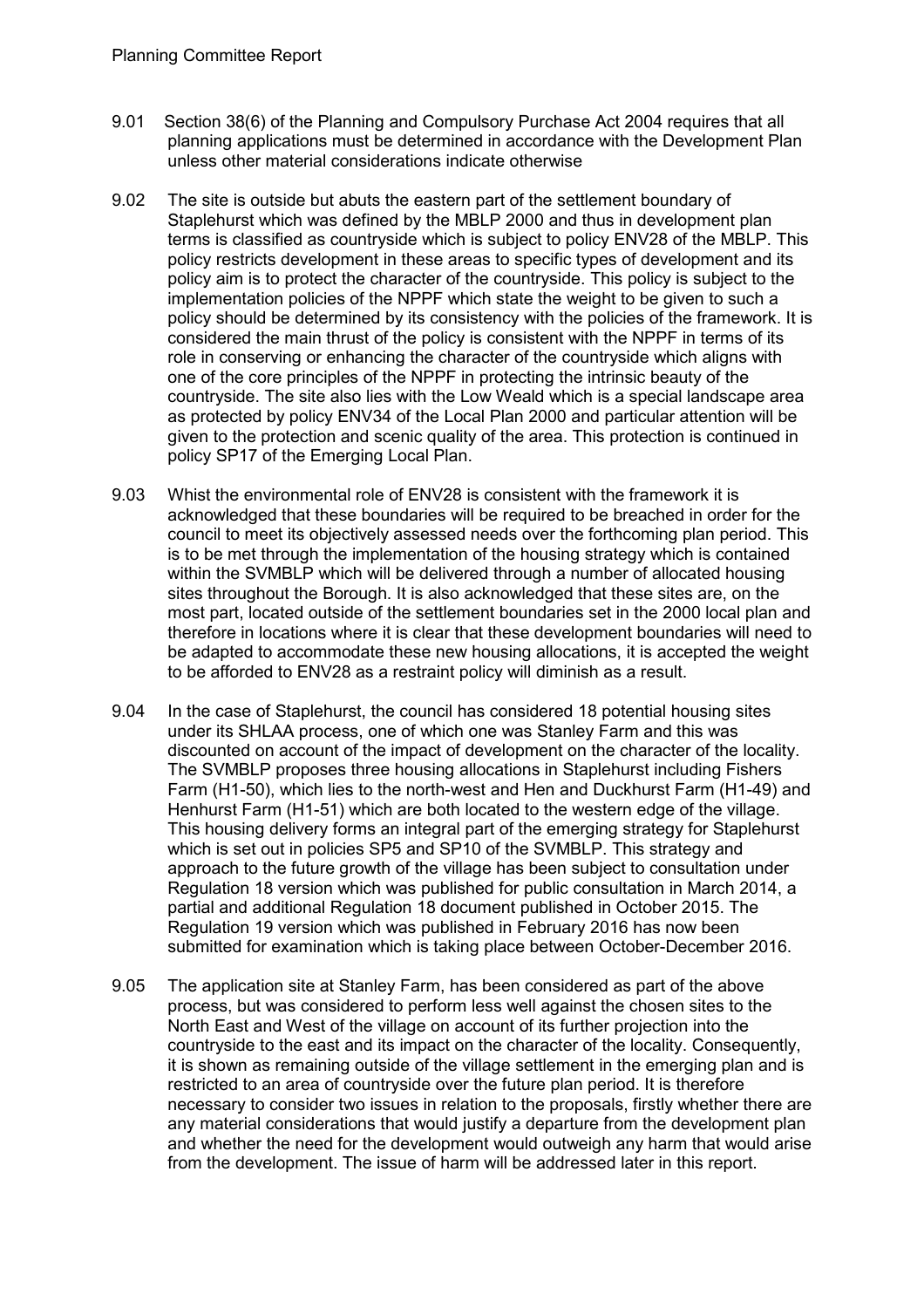9.01 Section 38(6) of the Planning and Compulsory Purchase Act 2004 requires that all planning applications must be determined in accordance with the Development Plan unless other material considerations indicate otherwise

9.02 The site is outside but abuts the eastern part of the settlement boundary of Staplehurst which was defined by the MBLP 2000 and thus in development plan terms is classified as countryside which is subject to policy ENV28 of the MBLP. This policy restricts development in these areas to specific types of development and its policy aim is to protect the character of the countryside. This policy is subject to the implementation policies of the NPPF which state the weight to be given to such a policy should be determined by its consistency with the policies of the framework. It is considered the main thrust of the policy is consistent with the NPPF in terms of its role in conserving or enhancing the character of the countryside which aligns with one of the core principles of the NPPF in protecting the intrinsic beauty of the countryside. The site also lies with the Low Weald which is a special landscape area as protected by policy ENV34 of the Local Plan 2000 and particular attention will be given to the protection and scenic quality of the area. This protection is continued in policy SP17 of the Emerging Local Plan.

9.03 Whist the environmental role of ENV28 is consistent with the framework it is acknowledged that these boundaries will be required to be breached in order for the council to meet its objectively assessed needs over the forthcoming plan period. This is to be met through the implementation of the housing strategy which is contained within the SVMBLP which will be delivered through a number of allocated housing sites throughout the Borough. It is also acknowledged that these sites are, on the most part, located outside of the settlement boundaries set in the 2000 local plan and therefore in locations where it is clear that these development boundaries will need to be adapted to accommodate these new housing allocations, it is accepted the weight to be afforded to ENV28 as a restraint policy will diminish as a result.

9.04 In the case of Staplehurst, the council has considered 18 potential housing sites under its SHLAA process, one of which one was Stanley Farm and this was discounted on account of the impact of development on the character of the locality. The SVMBLP proposes three housing allocations in Staplehurst including Fishers Farm (H1-50), which lies to the north-west and Hen and Duckhurst Farm (H1-49) and Henhurst Farm (H1-51) which are both located to the western edge of the village. This housing delivery forms an integral part of the emerging strategy for Staplehurst which is set out in policies SP5 and SP10 of the SVMBLP. This strategy and approach to the future growth of the village has been subject to consultation under Regulation 18 version which was published for public consultation in March 2014, a partial and additional Regulation 18 document published in October 2015. The Regulation 19 version which was published in February 2016 has now been submitted for examination which is taking place between October-December 2016.

9.05 The application site at Stanley Farm, has been considered as part of the above process, but was considered to perform less well against the chosen sites to the North East and West of the village on account of its further projection into the countryside to the east and its impact on the character of the locality. Consequently, it is shown as remaining outside of the village settlement in the emerging plan and is restricted to an area of countryside over the future plan period. It is therefore necessary to consider two issues in relation to the proposals, firstly whether there are any material considerations that would justify a departure from the development plan and whether the need for the development would outweigh any harm that would arise from the development. The issue of harm will be addressed later in this report.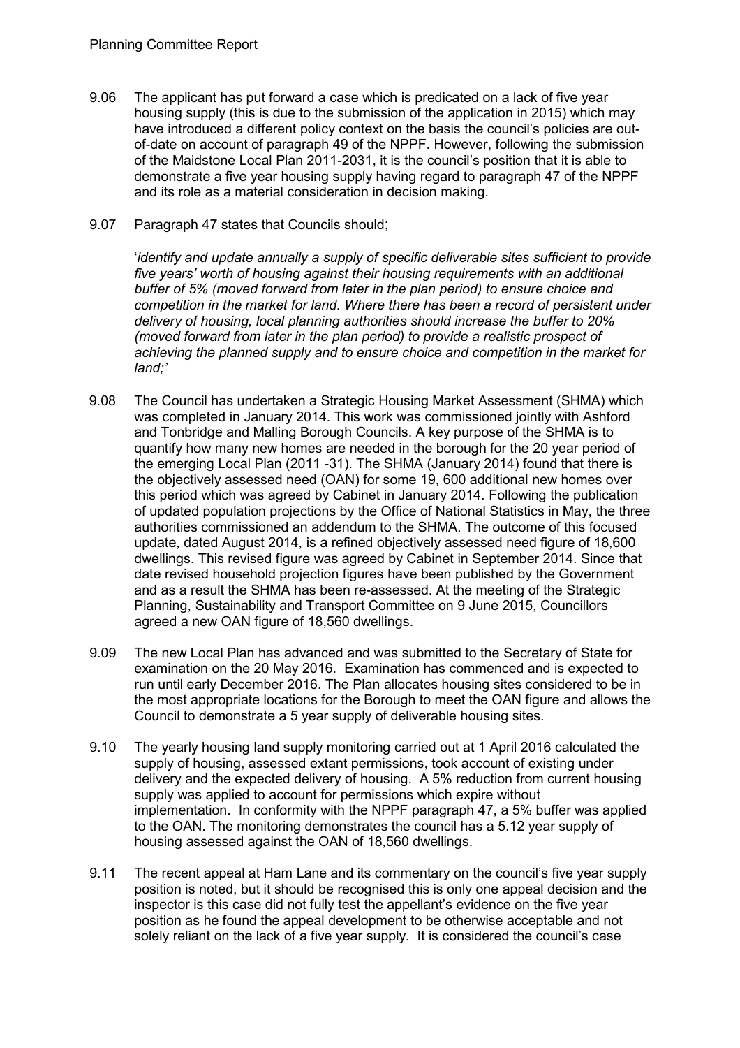9.06 The applicant has put forward a case which is predicated on a lack of five year housing supply (this is due to the submission of the application in 2015) which may have introduced a different policy context on the basis the council's policies are out-of-date on account of paragraph 49 of the NPPF. However, following the submission of the Maidstone Local Plan 2011-2031, it is the council's position that it is able to demonstrate a five year housing supply having regard to paragraph 47 of the NPPF and its role as a material consideration in decision making.

9.07 Paragraph 47 states that Councils should;

'*identify and update annually a supply of specific deliverable sites sufficient to provide five years' worth of housing against their housing requirements with an additional buffer of 5% (moved forward from later in the plan period) to ensure choice and competition in the market for land. Where there has been a record of persistent under delivery of housing, local planning authorities should increase the buffer to 20% (moved forward from later in the plan period) to provide a realistic prospect of achieving the planned supply and to ensure choice and competition in the market for land;*'

9.08 The Council has undertaken a Strategic Housing Market Assessment (SHMA) which was completed in January 2014. This work was commissioned jointly with Ashford and Tonbridge and Malling Borough Councils. A key purpose of the SHMA is to quantify how many new homes are needed in the borough for the 20 year period of the emerging Local Plan (2011 -31). The SHMA (January 2014) found that there is the objectively assessed need (OAN) for some 19, 600 additional new homes over this period which was agreed by Cabinet in January 2014. Following the publication of updated population projections by the Office of National Statistics in May, the three authorities commissioned an addendum to the SHMA. The outcome of this focused update, dated August 2014, is a refined objectively assessed need figure of 18,600 dwellings. This revised figure was agreed by Cabinet in September 2014. Since that date revised household projection figures have been published by the Government and as a result the SHMA has been re-assessed. At the meeting of the Strategic Planning, Sustainability and Transport Committee on 9 June 2015, Councillors agreed a new OAN figure of 18,560 dwellings.

9.09 The new Local Plan has advanced and was submitted to the Secretary of State for examination on the 20 May 2016. Examination has commenced and is expected to run until early December 2016. The Plan allocates housing sites considered to be in the most appropriate locations for the Borough to meet the OAN figure and allows the Council to demonstrate a 5 year supply of deliverable housing sites.

9.10 The yearly housing land supply monitoring carried out at 1 April 2016 calculated the supply of housing, assessed extant permissions, took account of existing under delivery and the expected delivery of housing. A 5% reduction from current housing supply was applied to account for permissions which expire without implementation. In conformity with the NPPF paragraph 47, a 5% buffer was applied to the OAN. The monitoring demonstrates the council has a 5.12 year supply of housing assessed against the OAN of 18,560 dwellings.

9.11 The recent appeal at Ham Lane and its commentary on the council's five year supply position is noted, but it should be recognised this is only one appeal decision and the inspector is this case did not fully test the appellant's evidence on the five year position as he found the appeal development to be otherwise acceptable and not solely reliant on the lack of a five year supply. It is considered the council's case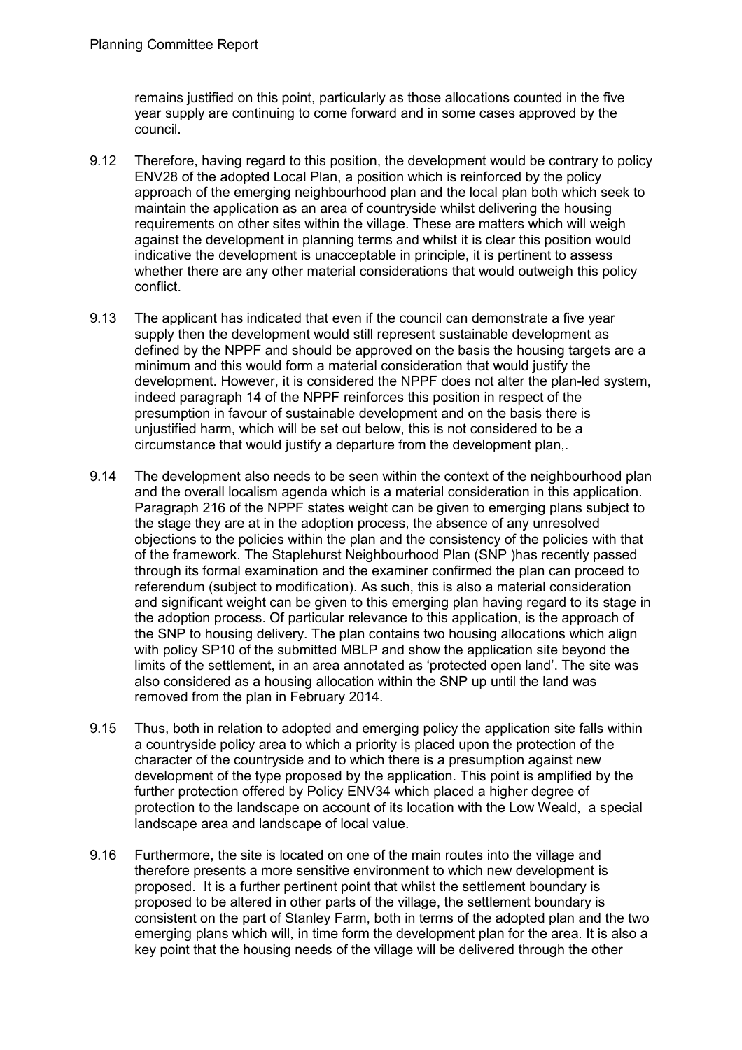remains justified on this point, particularly as those allocations counted in the five year supply are continuing to come forward and in some cases approved by the council.

9.12 Therefore, having regard to this position, the development would be contrary to policy ENV28 of the adopted Local Plan, a position which is reinforced by the policy approach of the emerging neighbourhood plan and the local plan both which seek to maintain the application as an area of countryside whilst delivering the housing requirements on other sites within the village. These are matters which will weigh against the development in planning terms and whilst it is clear this position would indicative the development is unacceptable in principle, it is pertinent to assess whether there are any other material considerations that would outweigh this policy conflict.

9.13 The applicant has indicated that even if the council can demonstrate a five year supply then the development would still represent sustainable development as defined by the NPPF and should be approved on the basis the housing targets are a minimum and this would form a material consideration that would justify the development. However, it is considered the NPPF does not alter the plan-led system, indeed paragraph 14 of the NPPF reinforces this position in respect of the presumption in favour of sustainable development and on the basis there is unjustified harm, which will be set out below, this is not considered to be a circumstance that would justify a departure from the development plan,.

9.14 The development also needs to be seen within the context of the neighbourhood plan and the overall localism agenda which is a material consideration in this application. Paragraph 216 of the NPPF states weight can be given to emerging plans subject to the stage they are at in the adoption process, the absence of any unresolved objections to the policies within the plan and the consistency of the policies with that of the framework. The Staplehurst Neighbourhood Plan (SNP )has recently passed through its formal examination and the examiner confirmed the plan can proceed to referendum (subject to modification). As such, this is also a material consideration and significant weight can be given to this emerging plan having regard to its stage in the adoption process. Of particular relevance to this application, is the approach of the SNP to housing delivery. The plan contains two housing allocations which align with policy SP10 of the submitted MBLP and show the application site beyond the limits of the settlement, in an area annotated as 'protected open land'. The site was also considered as a housing allocation within the SNP up until the land was removed from the plan in February 2014.

9.15 Thus, both in relation to adopted and emerging policy the application site falls within a countryside policy area to which a priority is placed upon the protection of the character of the countryside and to which there is a presumption against new development of the type proposed by the application. This point is amplified by the further protection offered by Policy ENV34 which placed a higher degree of protection to the landscape on account of its location with the Low Weald, a special landscape area and landscape of local value.

9.16 Furthermore, the site is located on one of the main routes into the village and therefore presents a more sensitive environment to which new development is proposed. It is a further pertinent point that whilst the settlement boundary is proposed to be altered in other parts of the village, the settlement boundary is consistent on the part of Stanley Farm, both in terms of the adopted plan and the two emerging plans which will, in time form the development plan for the area. It is also a key point that the housing needs of the village will be delivered through the other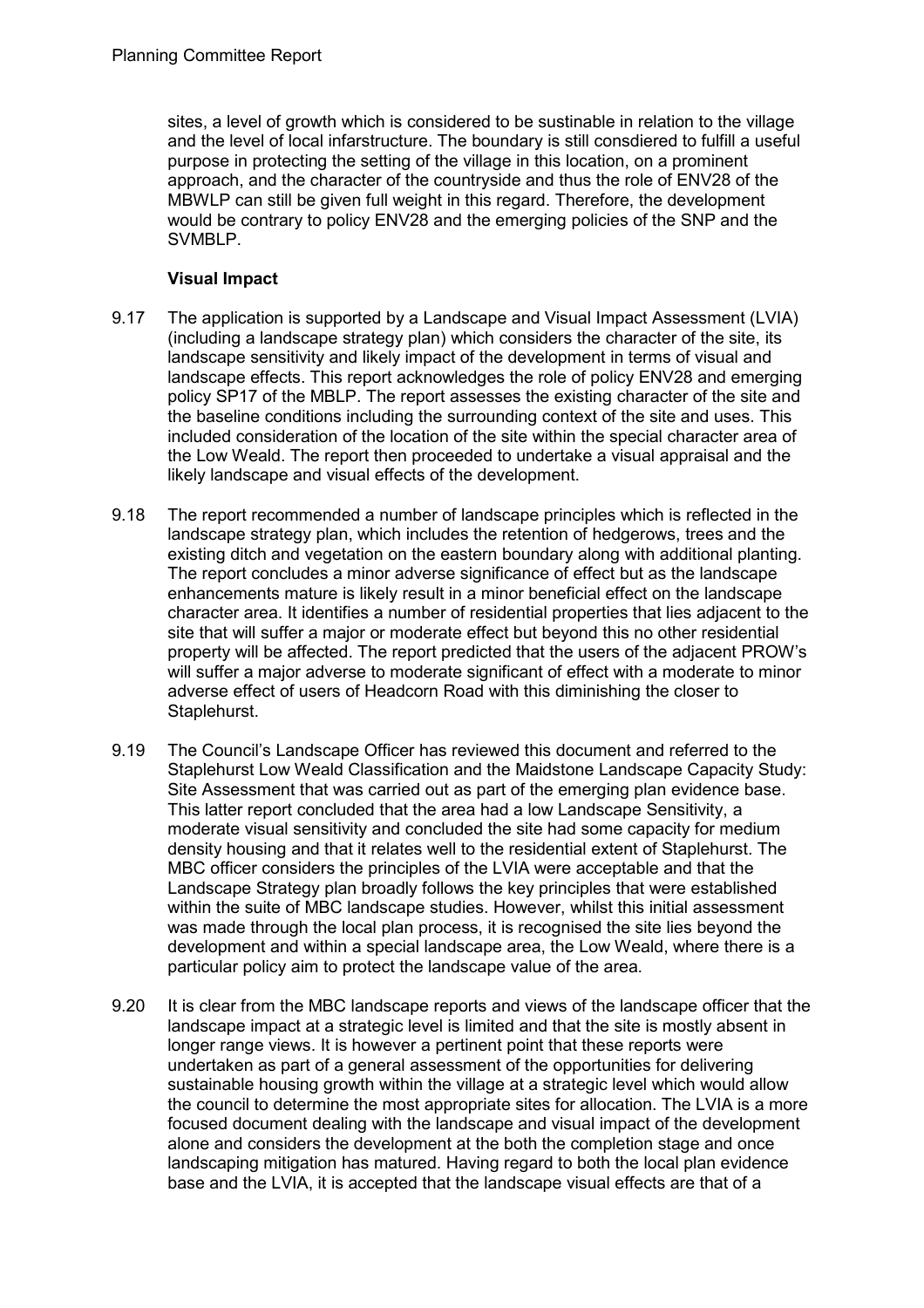sites, a level of growth which is considered to be sustinable in relation to the village and the level of local infarstructure. The boundary is still consdiered to fulfill a useful purpose in protecting the setting of the village in this location, on a prominent approach, and the character of the countryside and thus the role of ENV28 of the MBWLP can still be given full weight in this regard. Therefore, the development would be contrary to policy ENV28 and the emerging policies of the SNP and the SVMBLP.

**Visual Impact**

9.17 The application is supported by a Landscape and Visual Impact Assessment (LVIA) (including a landscape strategy plan) which considers the character of the site, its landscape sensitivity and likely impact of the development in terms of visual and landscape effects. This report acknowledges the role of policy ENV28 and emerging policy SP17 of the MBLP. The report assesses the existing character of the site and the baseline conditions including the surrounding context of the site and uses. This included consideration of the location of the site within the special character area of the Low Weald. The report then proceeded to undertake a visual appraisal and the likely landscape and visual effects of the development.

9.18 The report recommended a number of landscape principles which is reflected in the landscape strategy plan, which includes the retention of hedgerows, trees and the existing ditch and vegetation on the eastern boundary along with additional planting. The report concludes a minor adverse significance of effect but as the landscape enhancements mature is likely result in a minor beneficial effect on the landscape character area. It identifies a number of residential properties that lies adjacent to the site that will suffer a major or moderate effect but beyond this no other residential property will be affected. The report predicted that the users of the adjacent PROW's will suffer a major adverse to moderate significant of effect with a moderate to minor adverse effect of users of Headcorn Road with this diminishing the closer to Staplehurst.

9.19 The Council's Landscape Officer has reviewed this document and referred to the Staplehurst Low Weald Classification and the Maidstone Landscape Capacity Study: Site Assessment that was carried out as part of the emerging plan evidence base. This latter report concluded that the area had a low Landscape Sensitivity, a moderate visual sensitivity and concluded the site had some capacity for medium density housing and that it relates well to the residential extent of Staplehurst. The MBC officer considers the principles of the LVIA were acceptable and that the Landscape Strategy plan broadly follows the key principles that were established within the suite of MBC landscape studies. However, whilst this initial assessment was made through the local plan process, it is recognised the site lies beyond the development and within a special landscape area, the Low Weald, where there is a particular policy aim to protect the landscape value of the area.

9.20 It is clear from the MBC landscape reports and views of the landscape officer that the landscape impact at a strategic level is limited and that the site is mostly absent in longer range views. It is however a pertinent point that these reports were undertaken as part of a general assessment of the opportunities for delivering sustainable housing growth within the village at a strategic level which would allow the council to determine the most appropriate sites for allocation. The LVIA is a more focused document dealing with the landscape and visual impact of the development alone and considers the development at the both the completion stage and once landscaping mitigation has matured. Having regard to both the local plan evidence base and the LVIA, it is accepted that the landscape visual effects are that of a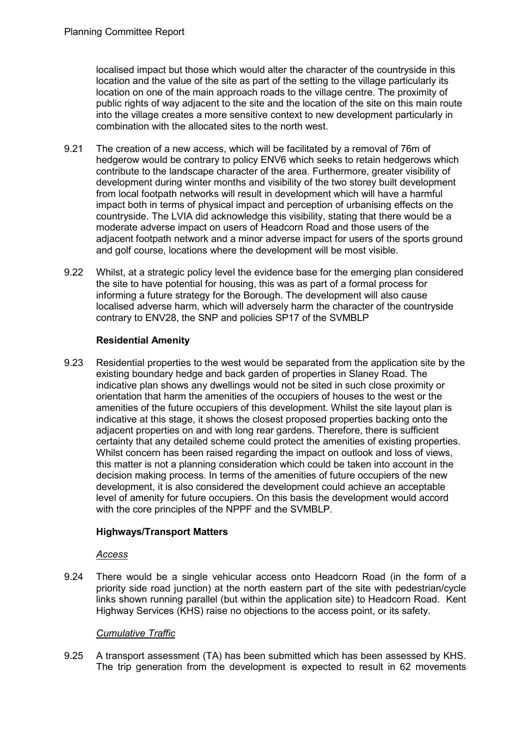localised impact but those which would alter the character of the countryside in this location and the value of the site as part of the setting to the village particularly its location on one of the main approach roads to the village centre. The proximity of public rights of way adjacent to the site and the location of the site on this main route into the village creates a more sensitive context to new development particularly in combination with the allocated sites to the north west.

9.21 The creation of a new access, which will be facilitated by a removal of 76m of hedgerow would be contrary to policy ENV6 which seeks to retain hedgerows which contribute to the landscape character of the area. Furthermore, greater visibility of development during winter months and visibility of the two storey built development from local footpath networks will result in development which will have a harmful impact both in terms of physical impact and perception of urbanising effects on the countryside. The LVIA did acknowledge this visibility, stating that there would be a moderate adverse impact on users of Headcorn Road and those users of the adjacent footpath network and a minor adverse impact for users of the sports ground and golf course, locations where the development will be most visible.

9.22 Whilst, at a strategic policy level the evidence base for the emerging plan considered the site to have potential for housing, this was as part of a formal process for informing a future strategy for the Borough. The development will also cause localised adverse harm, which will adversely harm the character of the countryside contrary to ENV28, the SNP and policies SP17 of the SVMBLP

### Residential Amenity

9.23 Residential properties to the west would be separated from the application site by the existing boundary hedge and back garden of properties in Slaney Road. The indicative plan shows any dwellings would not be sited in such close proximity or orientation that harm the amenities of the occupiers of houses to the west or the amenities of the future occupiers of this development. Whilst the site layout plan is indicative at this stage, it shows the closest proposed properties backing onto the adjacent properties on and with long rear gardens. Therefore, there is sufficient certainty that any detailed scheme could protect the amenities of existing properties. Whilst concern has been raised regarding the impact on outlook and loss of views, this matter is not a planning consideration which could be taken into account in the decision making process. In terms of the amenities of future occupiers of the new development, it is also considered the development could achieve an acceptable level of amenity for future occupiers. On this basis the development would accord with the core principles of the NPPF and the SVMBLP.

### Highways/Transport Matters

*Access*

9.24 There would be a single vehicular access onto Headcorn Road (in the form of a priority side road junction) at the north eastern part of the site with pedestrian/cycle links shown running parallel (but within the application site) to Headcorn Road. Kent Highway Services (KHS) raise no objections to the access point, or its safety.

*Cumulative Traffic*

9.25 A transport assessment (TA) has been submitted which has been assessed by KHS. The trip generation from the development is expected to result in 62 movements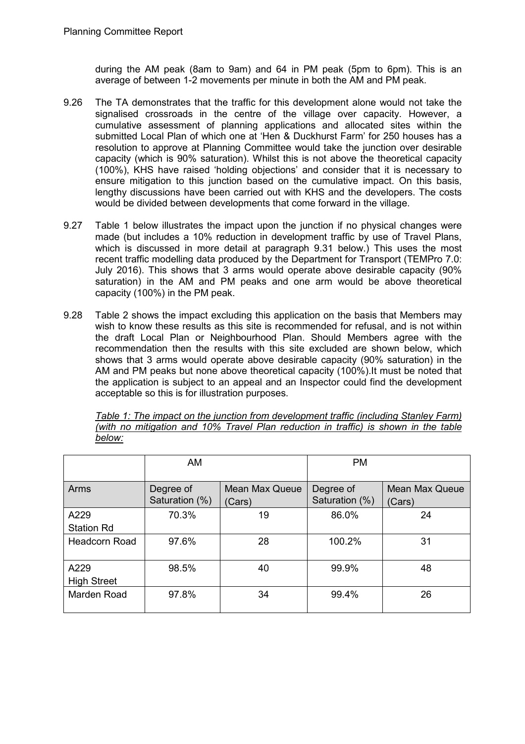during the AM peak (8am to 9am) and 64 in PM peak (5pm to 6pm). This is an average of between 1-2 movements per minute in both the AM and PM peak.

9.26 The TA demonstrates that the traffic for this development alone would not take the signalised crossroads in the centre of the village over capacity. However, a cumulative assessment of planning applications and allocated sites within the submitted Local Plan of which one at 'Hen & Duckhurst Farm' for 250 houses has a resolution to approve at Planning Committee would take the junction over desirable capacity (which is 90% saturation). Whilst this is not above the theoretical capacity (100%), KHS have raised 'holding objections' and consider that it is necessary to ensure mitigation to this junction based on the cumulative impact. On this basis, lengthy discussions have been carried out with KHS and the developers. The costs would be divided between developments that come forward in the village.

9.27 Table 1 below illustrates the impact upon the junction if no physical changes were made (but includes a 10% reduction in development traffic by use of Travel Plans, which is discussed in more detail at paragraph 9.31 below.) This uses the most recent traffic modelling data produced by the Department for Transport (TEMPro 7.0: July 2016). This shows that 3 arms would operate above desirable capacity (90% saturation) in the AM and PM peaks and one arm would be above theoretical capacity (100%) in the PM peak.

9.28 Table 2 shows the impact excluding this application on the basis that Members may wish to know these results as this site is recommended for refusal, and is not within the draft Local Plan or Neighbourhood Plan. Should Members agree with the recommendation then the results with this site excluded are shown below, which shows that 3 arms would operate above desirable capacity (90% saturation) in the AM and PM peaks but none above theoretical capacity (100%).It must be noted that the application is subject to an appeal and an Inspector could find the development acceptable so this is for illustration purposes.

*Table 1: The impact on the junction from development traffic (including Stanley Farm) (with no mitigation and 10% Travel Plan reduction in traffic) is shown in the table below:*

| | AM | | PM | |
|---|---|---|---|---|
| Arms | Degree of Saturation (%) | Mean Max Queue (Cars) | Degree of Saturation (%) | Mean Max Queue (Cars) |
| A229 Station Rd | 70.3% | 19 | 86.0% | 24 |
| Headcorn Road | 97.6% | 28 | 100.2% | 31 |
| A229 High Street | 98.5% | 40 | 99.9% | 48 |
| Marden Road | 97.8% | 34 | 99.4% | 26 |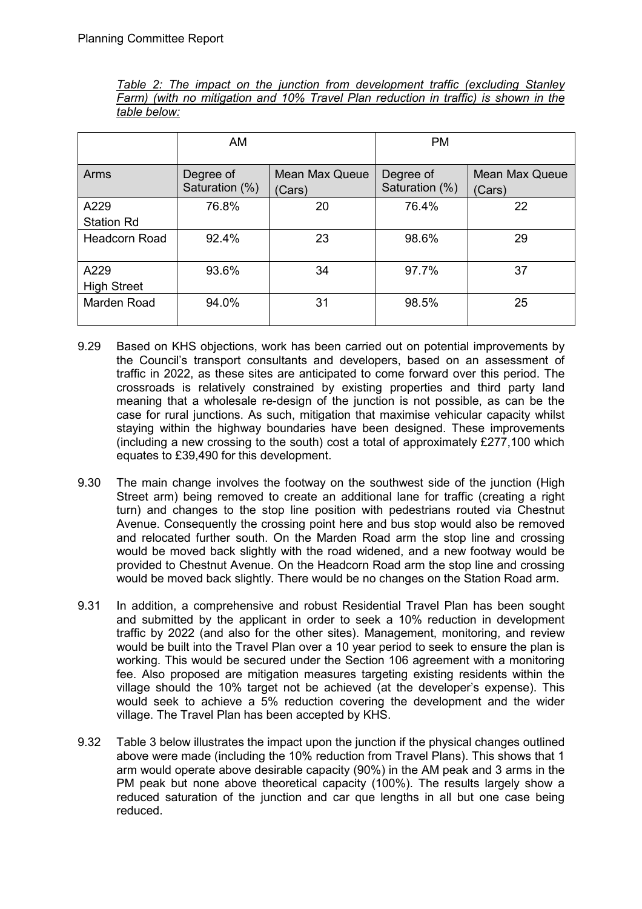*Table 2: The impact on the junction from development traffic (excluding Stanley Farm) (with no mitigation and 10% Travel Plan reduction in traffic) is shown in the table below:*

| | AM | | PM | |
|---|---|---|---|---|
| Arms | Degree of Saturation (%) | Mean Max Queue (Cars) | Degree of Saturation (%) | Mean Max Queue (Cars) |
| A229 Station Rd | 76.8% | 20 | 76.4% | 22 |
| Headcorn Road | 92.4% | 23 | 98.6% | 29 |
| A229 High Street | 93.6% | 34 | 97.7% | 37 |
| Marden Road | 94.0% | 31 | 98.5% | 25 |

9.29 Based on KHS objections, work has been carried out on potential improvements by the Council's transport consultants and developers, based on an assessment of traffic in 2022, as these sites are anticipated to come forward over this period. The crossroads is relatively constrained by existing properties and third party land meaning that a wholesale re-design of the junction is not possible, as can be the case for rural junctions. As such, mitigation that maximise vehicular capacity whilst staying within the highway boundaries have been designed. These improvements (including a new crossing to the south) cost a total of approximately £277,100 which equates to £39,490 for this development.

9.30 The main change involves the footway on the southwest side of the junction (High Street arm) being removed to create an additional lane for traffic (creating a right turn) and changes to the stop line position with pedestrians routed via Chestnut Avenue. Consequently the crossing point here and bus stop would also be removed and relocated further south. On the Marden Road arm the stop line and crossing would be moved back slightly with the road widened, and a new footway would be provided to Chestnut Avenue. On the Headcorn Road arm the stop line and crossing would be moved back slightly. There would be no changes on the Station Road arm.

9.31 In addition, a comprehensive and robust Residential Travel Plan has been sought and submitted by the applicant in order to seek a 10% reduction in development traffic by 2022 (and also for the other sites). Management, monitoring, and review would be built into the Travel Plan over a 10 year period to seek to ensure the plan is working. This would be secured under the Section 106 agreement with a monitoring fee. Also proposed are mitigation measures targeting existing residents within the village should the 10% target not be achieved (at the developer's expense). This would seek to achieve a 5% reduction covering the development and the wider village. The Travel Plan has been accepted by KHS.

9.32 Table 3 below illustrates the impact upon the junction if the physical changes outlined above were made (including the 10% reduction from Travel Plans). This shows that 1 arm would operate above desirable capacity (90%) in the AM peak and 3 arms in the PM peak but none above theoretical capacity (100%). The results largely show a reduced saturation of the junction and car que lengths in all but one case being reduced.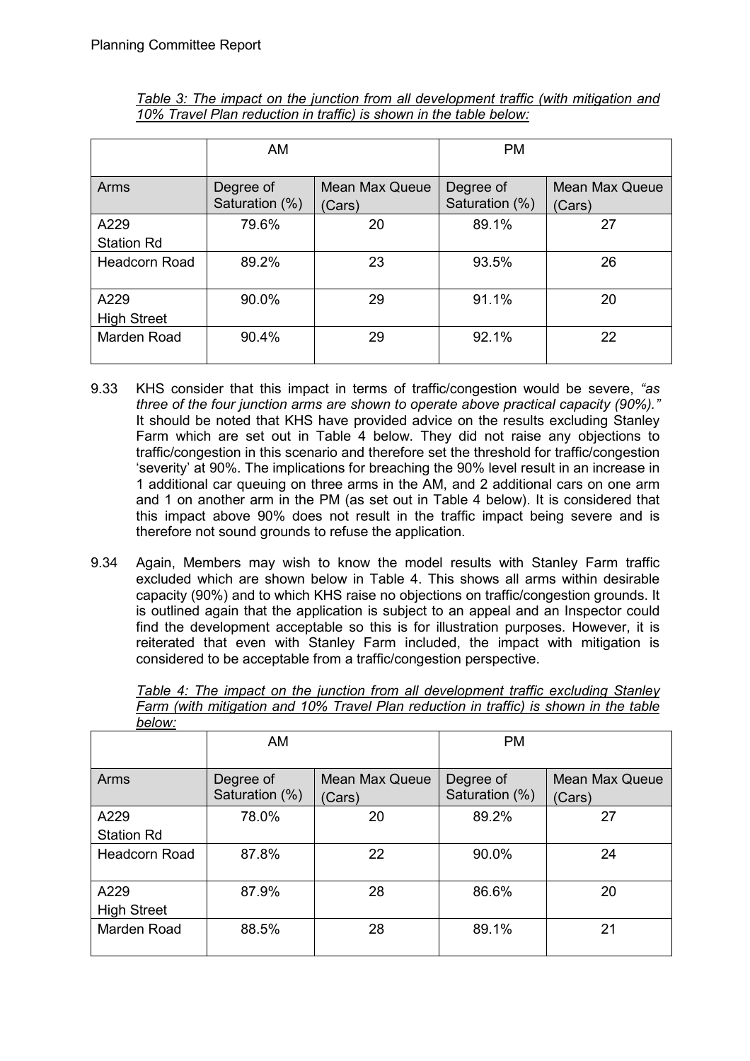*Table 3: The impact on the junction from all development traffic (with mitigation and 10% Travel Plan reduction in traffic) is shown in the table below:*

| | AM | | PM | |
|---|---|---|---|---|
| Arms | Degree of Saturation (%) | Mean Max Queue (Cars) | Degree of Saturation (%) | Mean Max Queue (Cars) |
| A229 Station Rd | 79.6% | 20 | 89.1% | 27 |
| Headcorn Road | 89.2% | 23 | 93.5% | 26 |
| A229 High Street | 90.0% | 29 | 91.1% | 20 |
| Marden Road | 90.4% | 29 | 92.1% | 22 |

9.33 KHS consider that this impact in terms of traffic/congestion would be severe, *"as three of the four junction arms are shown to operate above practical capacity (90%)."* It should be noted that KHS have provided advice on the results excluding Stanley Farm which are set out in Table 4 below. They did not raise any objections to traffic/congestion in this scenario and therefore set the threshold for traffic/congestion 'severity' at 90%. The implications for breaching the 90% level result in an increase in 1 additional car queuing on three arms in the AM, and 2 additional cars on one arm and 1 on another arm in the PM (as set out in Table 4 below). It is considered that this impact above 90% does not result in the traffic impact being severe and is therefore not sound grounds to refuse the application.

9.34 Again, Members may wish to know the model results with Stanley Farm traffic excluded which are shown below in Table 4. This shows all arms within desirable capacity (90%) and to which KHS raise no objections on traffic/congestion grounds. It is outlined again that the application is subject to an appeal and an Inspector could find the development acceptable so this is for illustration purposes. However, it is reiterated that even with Stanley Farm included, the impact with mitigation is considered to be acceptable from a traffic/congestion perspective.

*Table 4: The impact on the junction from all development traffic excluding Stanley Farm (with mitigation and 10% Travel Plan reduction in traffic) is shown in the table below:*

| | AM | | PM | |
|---|---|---|---|---|
| Arms | Degree of Saturation (%) | Mean Max Queue (Cars) | Degree of Saturation (%) | Mean Max Queue (Cars) |
| A229 Station Rd | 78.0% | 20 | 89.2% | 27 |
| Headcorn Road | 87.8% | 22 | 90.0% | 24 |
| A229 High Street | 87.9% | 28 | 86.6% | 20 |
| Marden Road | 88.5% | 28 | 89.1% | 21 |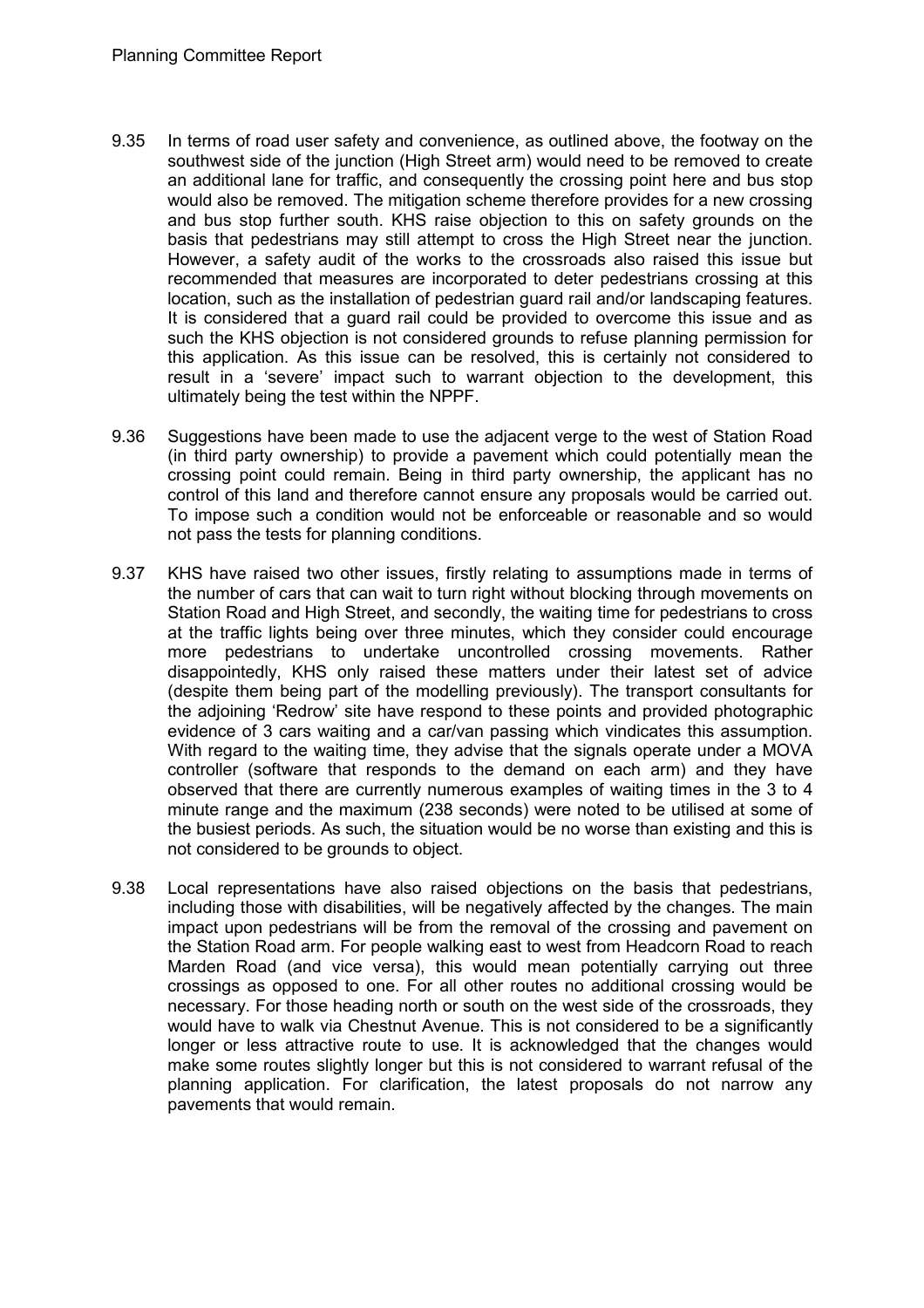9.35 In terms of road user safety and convenience, as outlined above, the footway on the southwest side of the junction (High Street arm) would need to be removed to create an additional lane for traffic, and consequently the crossing point here and bus stop would also be removed. The mitigation scheme therefore provides for a new crossing and bus stop further south. KHS raise objection to this on safety grounds on the basis that pedestrians may still attempt to cross the High Street near the junction. However, a safety audit of the works to the crossroads also raised this issue but recommended that measures are incorporated to deter pedestrians crossing at this location, such as the installation of pedestrian guard rail and/or landscaping features. It is considered that a guard rail could be provided to overcome this issue and as such the KHS objection is not considered grounds to refuse planning permission for this application. As this issue can be resolved, this is certainly not considered to result in a 'severe' impact such to warrant objection to the development, this ultimately being the test within the NPPF.

9.36 Suggestions have been made to use the adjacent verge to the west of Station Road (in third party ownership) to provide a pavement which could potentially mean the crossing point could remain. Being in third party ownership, the applicant has no control of this land and therefore cannot ensure any proposals would be carried out. To impose such a condition would not be enforceable or reasonable and so would not pass the tests for planning conditions.

9.37 KHS have raised two other issues, firstly relating to assumptions made in terms of the number of cars that can wait to turn right without blocking through movements on Station Road and High Street, and secondly, the waiting time for pedestrians to cross at the traffic lights being over three minutes, which they consider could encourage more pedestrians to undertake uncontrolled crossing movements. Rather disappointedly, KHS only raised these matters under their latest set of advice (despite them being part of the modelling previously). The transport consultants for the adjoining 'Redrow' site have respond to these points and provided photographic evidence of 3 cars waiting and a car/van passing which vindicates this assumption. With regard to the waiting time, they advise that the signals operate under a MOVA controller (software that responds to the demand on each arm) and they have observed that there are currently numerous examples of waiting times in the 3 to 4 minute range and the maximum (238 seconds) were noted to be utilised at some of the busiest periods. As such, the situation would be no worse than existing and this is not considered to be grounds to object.

9.38 Local representations have also raised objections on the basis that pedestrians, including those with disabilities, will be negatively affected by the changes. The main impact upon pedestrians will be from the removal of the crossing and pavement on the Station Road arm. For people walking east to west from Headcorn Road to reach Marden Road (and vice versa), this would mean potentially carrying out three crossings as opposed to one. For all other routes no additional crossing would be necessary. For those heading north or south on the west side of the crossroads, they would have to walk via Chestnut Avenue. This is not considered to be a significantly longer or less attractive route to use. It is acknowledged that the changes would make some routes slightly longer but this is not considered to warrant refusal of the planning application. For clarification, the latest proposals do not narrow any pavements that would remain.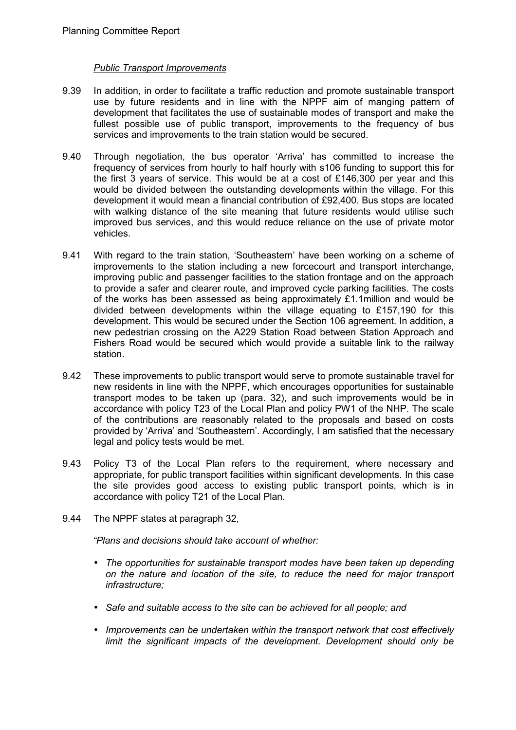*Public Transport Improvements*

9.39 In addition, in order to facilitate a traffic reduction and promote sustainable transport use by future residents and in line with the NPPF aim of manging pattern of development that facilitates the use of sustainable modes of transport and make the fullest possible use of public transport, improvements to the frequency of bus services and improvements to the train station would be secured.

9.40 Through negotiation, the bus operator 'Arriva' has committed to increase the frequency of services from hourly to half hourly with s106 funding to support this for the first 3 years of service. This would be at a cost of £146,300 per year and this would be divided between the outstanding developments within the village. For this development it would mean a financial contribution of £92,400. Bus stops are located with walking distance of the site meaning that future residents would utilise such improved bus services, and this would reduce reliance on the use of private motor vehicles.

9.41 With regard to the train station, 'Southeastern' have been working on a scheme of improvements to the station including a new forcecourt and transport interchange, improving public and passenger facilities to the station frontage and on the approach to provide a safer and clearer route, and improved cycle parking facilities. The costs of the works has been assessed as being approximately £1.1million and would be divided between developments within the village equating to £157,190 for this development. This would be secured under the Section 106 agreement. In addition, a new pedestrian crossing on the A229 Station Road between Station Approach and Fishers Road would be secured which would provide a suitable link to the railway station.

9.42 These improvements to public transport would serve to promote sustainable travel for new residents in line with the NPPF, which encourages opportunities for sustainable transport modes to be taken up (para. 32), and such improvements would be in accordance with policy T23 of the Local Plan and policy PW1 of the NHP. The scale of the contributions are reasonably related to the proposals and based on costs provided by 'Arriva' and 'Southeastern'. Accordingly, I am satisfied that the necessary legal and policy tests would be met.

9.43 Policy T3 of the Local Plan refers to the requirement, where necessary and appropriate, for public transport facilities within significant developments. In this case the site provides good access to existing public transport points, which is in accordance with policy T21 of the Local Plan.

9.44 The NPPF states at paragraph 32,

*"Plans and decisions should take account of whether:*

- *The opportunities for sustainable transport modes have been taken up depending on the nature and location of the site, to reduce the need for major transport infrastructure;*
- *Safe and suitable access to the site can be achieved for all people; and*
- *Improvements can be undertaken within the transport network that cost effectively limit the significant impacts of the development. Development should only be*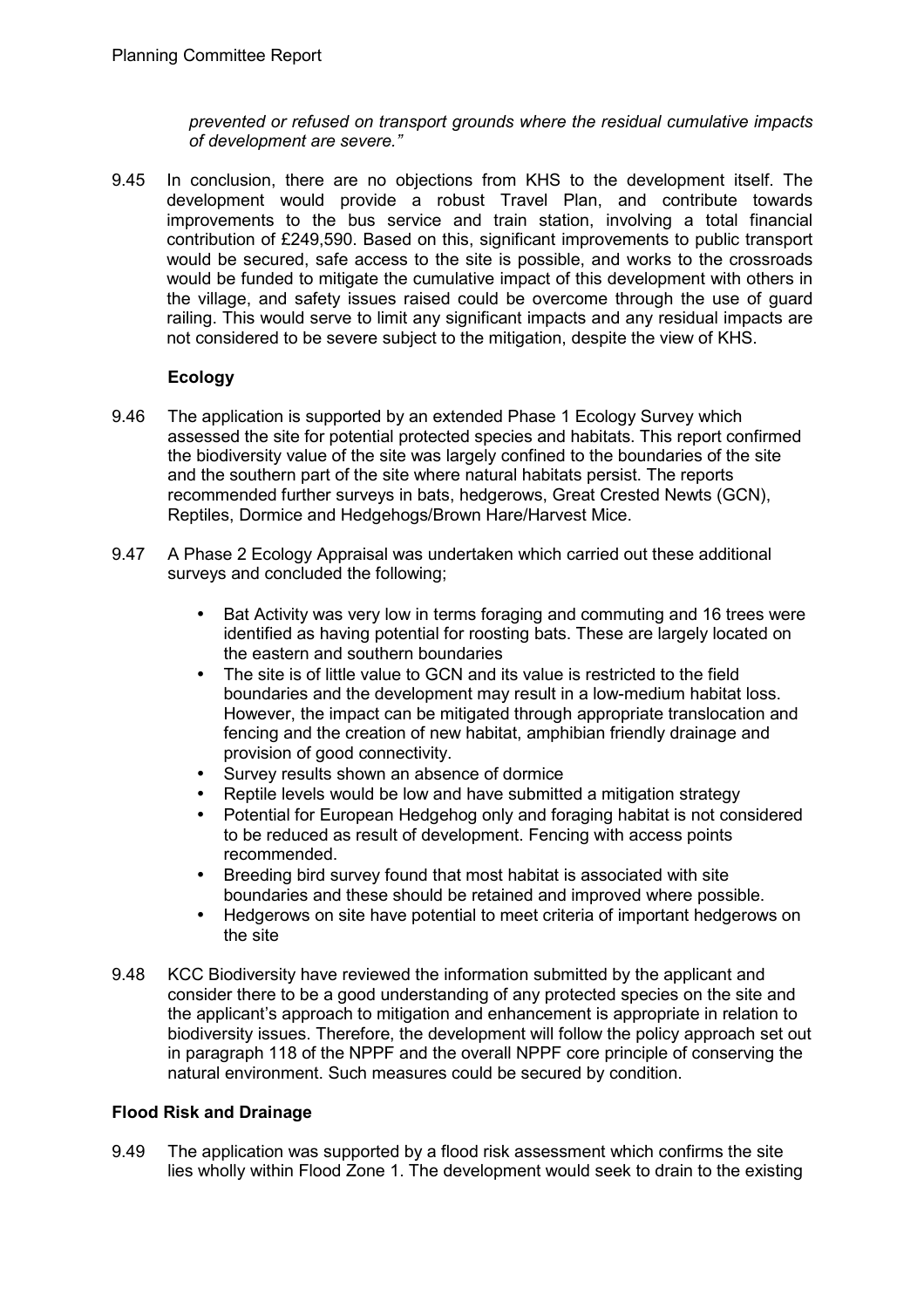*prevented or refused on transport grounds where the residual cumulative impacts of development are severe."*

9.45 In conclusion, there are no objections from KHS to the development itself. The development would provide a robust Travel Plan, and contribute towards improvements to the bus service and train station, involving a total financial contribution of £249,590. Based on this, significant improvements to public transport would be secured, safe access to the site is possible, and works to the crossroads would be funded to mitigate the cumulative impact of this development with others in the village, and safety issues raised could be overcome through the use of guard railing. This would serve to limit any significant impacts and any residual impacts are not considered to be severe subject to the mitigation, despite the view of KHS.

**Ecology**

9.46 The application is supported by an extended Phase 1 Ecology Survey which assessed the site for potential protected species and habitats. This report confirmed the biodiversity value of the site was largely confined to the boundaries of the site and the southern part of the site where natural habitats persist. The reports recommended further surveys in bats, hedgerows, Great Crested Newts (GCN), Reptiles, Dormice and Hedgehogs/Brown Hare/Harvest Mice.

9.47 A Phase 2 Ecology Appraisal was undertaken which carried out these additional surveys and concluded the following;

- Bat Activity was very low in terms foraging and commuting and 16 trees were identified as having potential for roosting bats. These are largely located on the eastern and southern boundaries
- The site is of little value to GCN and its value is restricted to the field boundaries and the development may result in a low-medium habitat loss. However, the impact can be mitigated through appropriate translocation and fencing and the creation of new habitat, amphibian friendly drainage and provision of good connectivity.
- Survey results shown an absence of dormice
- Reptile levels would be low and have submitted a mitigation strategy
- Potential for European Hedgehog only and foraging habitat is not considered to be reduced as result of development. Fencing with access points recommended.
- Breeding bird survey found that most habitat is associated with site boundaries and these should be retained and improved where possible.
- Hedgerows on site have potential to meet criteria of important hedgerows on the site

9.48 KCC Biodiversity have reviewed the information submitted by the applicant and consider there to be a good understanding of any protected species on the site and the applicant's approach to mitigation and enhancement is appropriate in relation to biodiversity issues. Therefore, the development will follow the policy approach set out in paragraph 118 of the NPPF and the overall NPPF core principle of conserving the natural environment. Such measures could be secured by condition.

**Flood Risk and Drainage**

9.49 The application was supported by a flood risk assessment which confirms the site lies wholly within Flood Zone 1. The development would seek to drain to the existing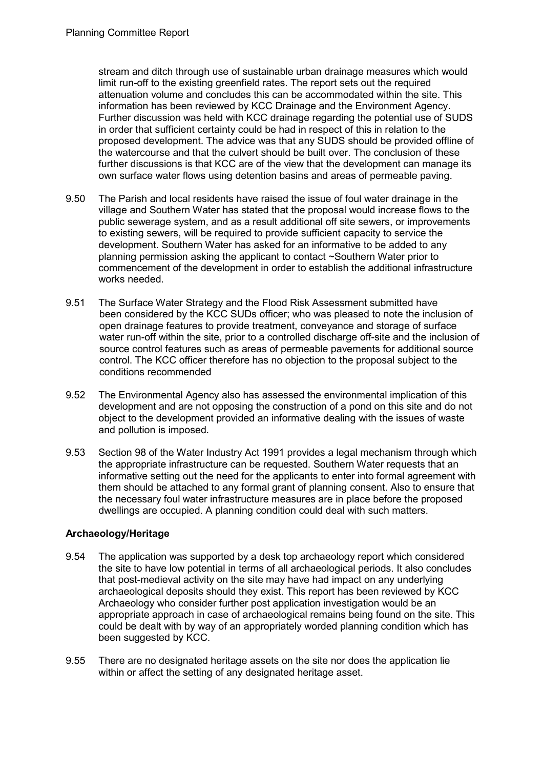stream and ditch through use of sustainable urban drainage measures which would limit run-off to the existing greenfield rates. The report sets out the required attenuation volume and concludes this can be accommodated within the site. This information has been reviewed by KCC Drainage and the Environment Agency. Further discussion was held with KCC drainage regarding the potential use of SUDS in order that sufficient certainty could be had in respect of this in relation to the proposed development. The advice was that any SUDS should be provided offline of the watercourse and that the culvert should be built over. The conclusion of these further discussions is that KCC are of the view that the development can manage its own surface water flows using detention basins and areas of permeable paving.

9.50 The Parish and local residents have raised the issue of foul water drainage in the village and Southern Water has stated that the proposal would increase flows to the public sewerage system, and as a result additional off site sewers, or improvements to existing sewers, will be required to provide sufficient capacity to service the development. Southern Water has asked for an informative to be added to any planning permission asking the applicant to contact ~Southern Water prior to commencement of the development in order to establish the additional infrastructure works needed.

9.51 The Surface Water Strategy and the Flood Risk Assessment submitted have been considered by the KCC SUDs officer; who was pleased to note the inclusion of open drainage features to provide treatment, conveyance and storage of surface water run-off within the site, prior to a controlled discharge off-site and the inclusion of source control features such as areas of permeable pavements for additional source control. The KCC officer therefore has no objection to the proposal subject to the conditions recommended

9.52 The Environmental Agency also has assessed the environmental implication of this development and are not opposing the construction of a pond on this site and do not object to the development provided an informative dealing with the issues of waste and pollution is imposed.

9.53 Section 98 of the Water Industry Act 1991 provides a legal mechanism through which the appropriate infrastructure can be requested. Southern Water requests that an informative setting out the need for the applicants to enter into formal agreement with them should be attached to any formal grant of planning consent. Also to ensure that the necessary foul water infrastructure measures are in place before the proposed dwellings are occupied. A planning condition could deal with such matters.

**Archaeology/Heritage**

9.54 The application was supported by a desk top archaeology report which considered the site to have low potential in terms of all archaeological periods. It also concludes that post-medieval activity on the site may have had impact on any underlying archaeological deposits should they exist. This report has been reviewed by KCC Archaeology who consider further post application investigation would be an appropriate approach in case of archaeological remains being found on the site. This could be dealt with by way of an appropriately worded planning condition which has been suggested by KCC.

9.55 There are no designated heritage assets on the site nor does the application lie within or affect the setting of any designated heritage asset.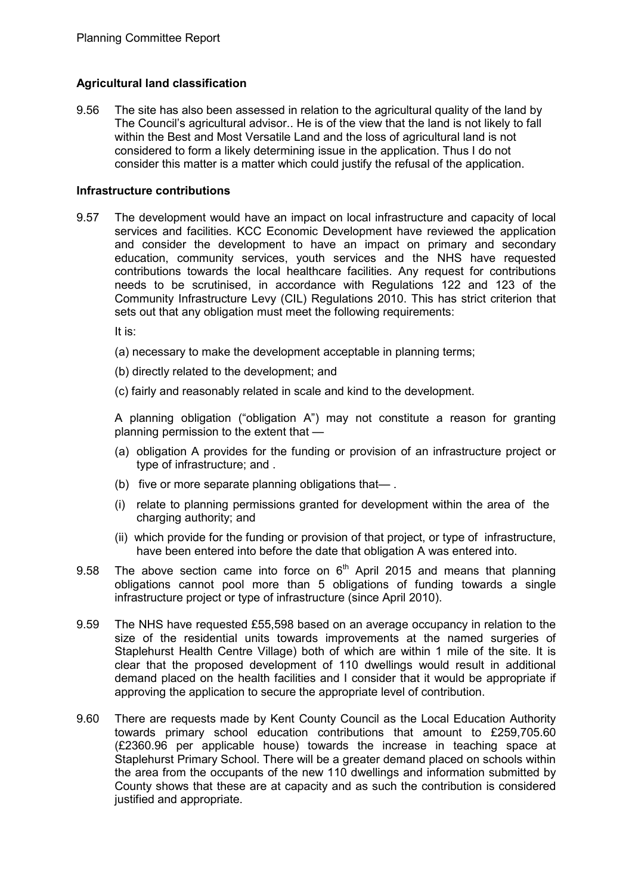**Agricultural land classification**

9.56 The site has also been assessed in relation to the agricultural quality of the land by The Council's agricultural advisor.. He is of the view that the land is not likely to fall within the Best and Most Versatile Land and the loss of agricultural land is not considered to form a likely determining issue in the application. Thus I do not consider this matter is a matter which could justify the refusal of the application.

**Infrastructure contributions**

9.57 The development would have an impact on local infrastructure and capacity of local services and facilities. KCC Economic Development have reviewed the application and consider the development to have an impact on primary and secondary education, community services, youth services and the NHS have requested contributions towards the local healthcare facilities. Any request for contributions needs to be scrutinised, in accordance with Regulations 122 and 123 of the Community Infrastructure Levy (CIL) Regulations 2010. This has strict criterion that sets out that any obligation must meet the following requirements:

It is:

(a) necessary to make the development acceptable in planning terms;

(b) directly related to the development; and

(c) fairly and reasonably related in scale and kind to the development.

A planning obligation ("obligation A") may not constitute a reason for granting planning permission to the extent that —

(a) obligation A provides for the funding or provision of an infrastructure project or type of infrastructure; and .

(b) five or more separate planning obligations that— .

(i) relate to planning permissions granted for development within the area of the charging authority; and

(ii) which provide for the funding or provision of that project, or type of infrastructure, have been entered into before the date that obligation A was entered into.

9.58 The above section came into force on 6th April 2015 and means that planning obligations cannot pool more than 5 obligations of funding towards a single infrastructure project or type of infrastructure (since April 2010).

9.59 The NHS have requested £55,598 based on an average occupancy in relation to the size of the residential units towards improvements at the named surgeries of Staplehurst Health Centre Village) both of which are within 1 mile of the site. It is clear that the proposed development of 110 dwellings would result in additional demand placed on the health facilities and I consider that it would be appropriate if approving the application to secure the appropriate level of contribution.

9.60 There are requests made by Kent County Council as the Local Education Authority towards primary school education contributions that amount to £259,705.60 (£2360.96 per applicable house) towards the increase in teaching space at Staplehurst Primary School. There will be a greater demand placed on schools within the area from the occupants of the new 110 dwellings and information submitted by County shows that these are at capacity and as such the contribution is considered justified and appropriate.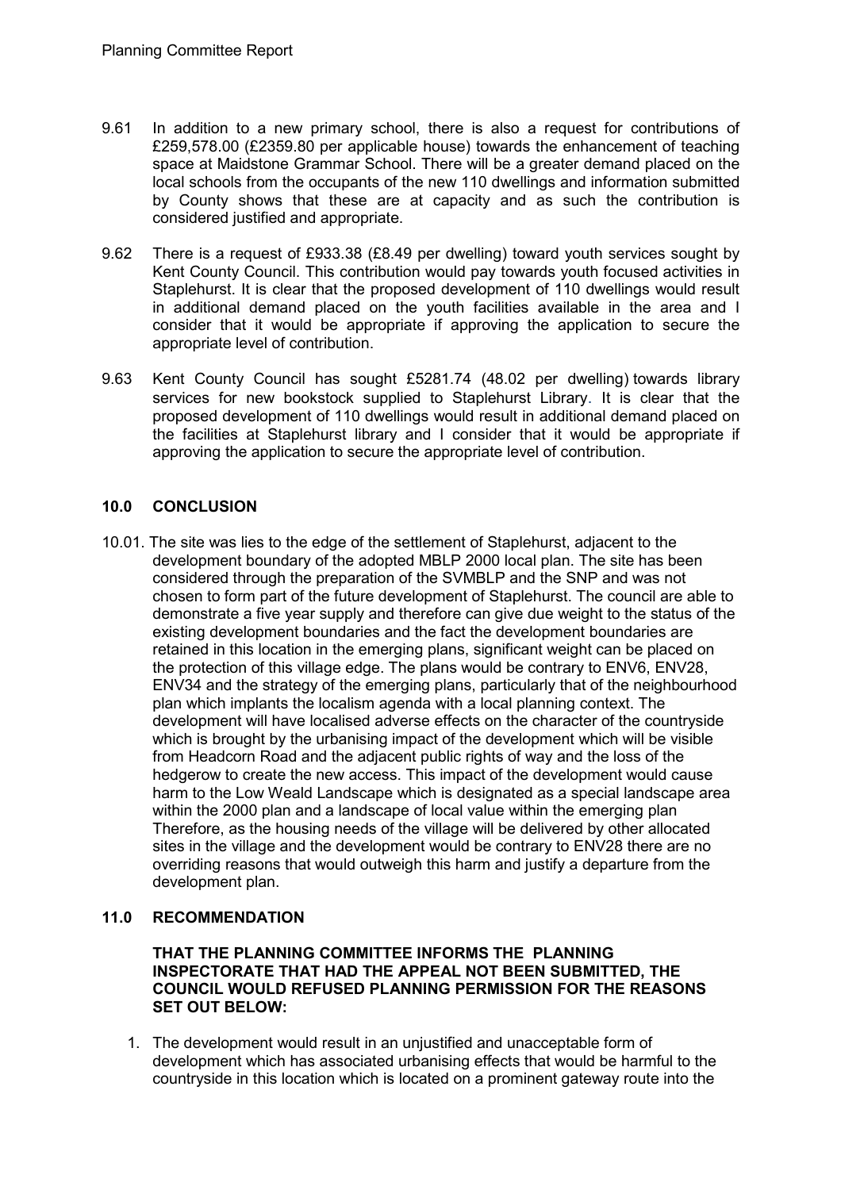9.61 In addition to a new primary school, there is also a request for contributions of £259,578.00 (£2359.80 per applicable house) towards the enhancement of teaching space at Maidstone Grammar School. There will be a greater demand placed on the local schools from the occupants of the new 110 dwellings and information submitted by County shows that these are at capacity and as such the contribution is considered justified and appropriate.

9.62 There is a request of £933.38 (£8.49 per dwelling) toward youth services sought by Kent County Council. This contribution would pay towards youth focused activities in Staplehurst. It is clear that the proposed development of 110 dwellings would result in additional demand placed on the youth facilities available in the area and I consider that it would be appropriate if approving the application to secure the appropriate level of contribution.

9.63 Kent County Council has sought £5281.74 (48.02 per dwelling) towards library services for new bookstock supplied to Staplehurst Library. It is clear that the proposed development of 110 dwellings would result in additional demand placed on the facilities at Staplehurst library and I consider that it would be appropriate if approving the application to secure the appropriate level of contribution.

## 10.0 CONCLUSION

10.01. The site was lies to the edge of the settlement of Staplehurst, adjacent to the development boundary of the adopted MBLP 2000 local plan. The site has been considered through the preparation of the SVMBLP and the SNP and was not chosen to form part of the future development of Staplehurst. The council are able to demonstrate a five year supply and therefore can give due weight to the status of the existing development boundaries and the fact the development boundaries are retained in this location in the emerging plans, significant weight can be placed on the protection of this village edge. The plans would be contrary to ENV6, ENV28, ENV34 and the strategy of the emerging plans, particularly that of the neighbourhood plan which implants the localism agenda with a local planning context. The development will have localised adverse effects on the character of the countryside which is brought by the urbanising impact of the development which will be visible from Headcorn Road and the adjacent public rights of way and the loss of the hedgerow to create the new access. This impact of the development would cause harm to the Low Weald Landscape which is designated as a special landscape area within the 2000 plan and a landscape of local value within the emerging plan Therefore, as the housing needs of the village will be delivered by other allocated sites in the village and the development would be contrary to ENV28 there are no overriding reasons that would outweigh this harm and justify a departure from the development plan.

## 11.0 RECOMMENDATION

**THAT THE PLANNING COMMITTEE INFORMS THE PLANNING INSPECTORATE THAT HAD THE APPEAL NOT BEEN SUBMITTED, THE COUNCIL WOULD REFUSED PLANNING PERMISSION FOR THE REASONS SET OUT BELOW:**

1. The development would result in an unjustified and unacceptable form of development which has associated urbanising effects that would be harmful to the countryside in this location which is located on a prominent gateway route into the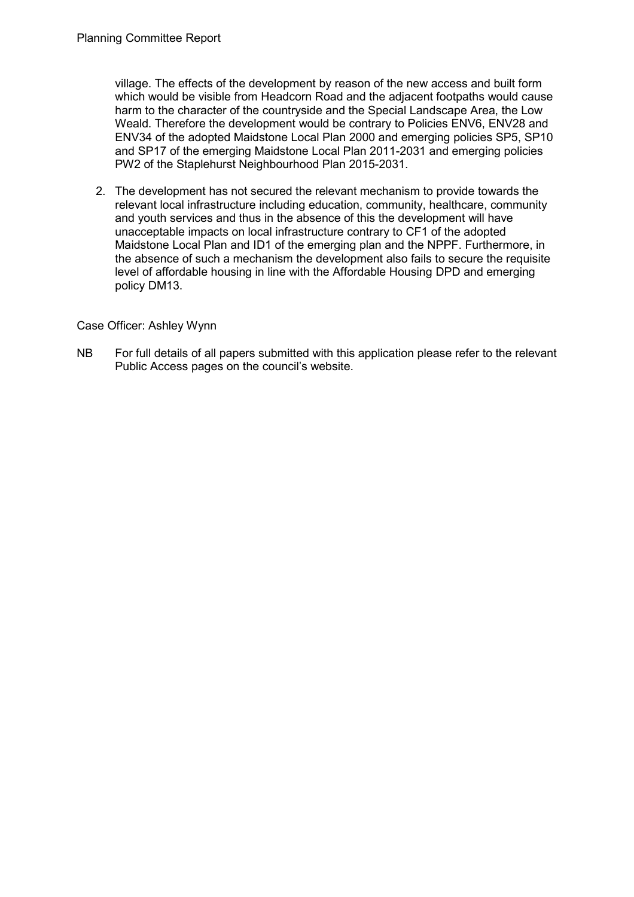village. The effects of the development by reason of the new access and built form which would be visible from Headcorn Road and the adjacent footpaths would cause harm to the character of the countryside and the Special Landscape Area, the Low Weald. Therefore the development would be contrary to Policies ENV6, ENV28 and ENV34 of the adopted Maidstone Local Plan 2000 and emerging policies SP5, SP10 and SP17 of the emerging Maidstone Local Plan 2011-2031 and emerging policies PW2 of the Staplehurst Neighbourhood Plan 2015-2031.

2. The development has not secured the relevant mechanism to provide towards the relevant local infrastructure including education, community, healthcare, community and youth services and thus in the absence of this the development will have unacceptable impacts on local infrastructure contrary to CF1 of the adopted Maidstone Local Plan and ID1 of the emerging plan and the NPPF. Furthermore, in the absence of such a mechanism the development also fails to secure the requisite level of affordable housing in line with the Affordable Housing DPD and emerging policy DM13.

Case Officer: Ashley Wynn

NB For full details of all papers submitted with this application please refer to the relevant Public Access pages on the council's website.